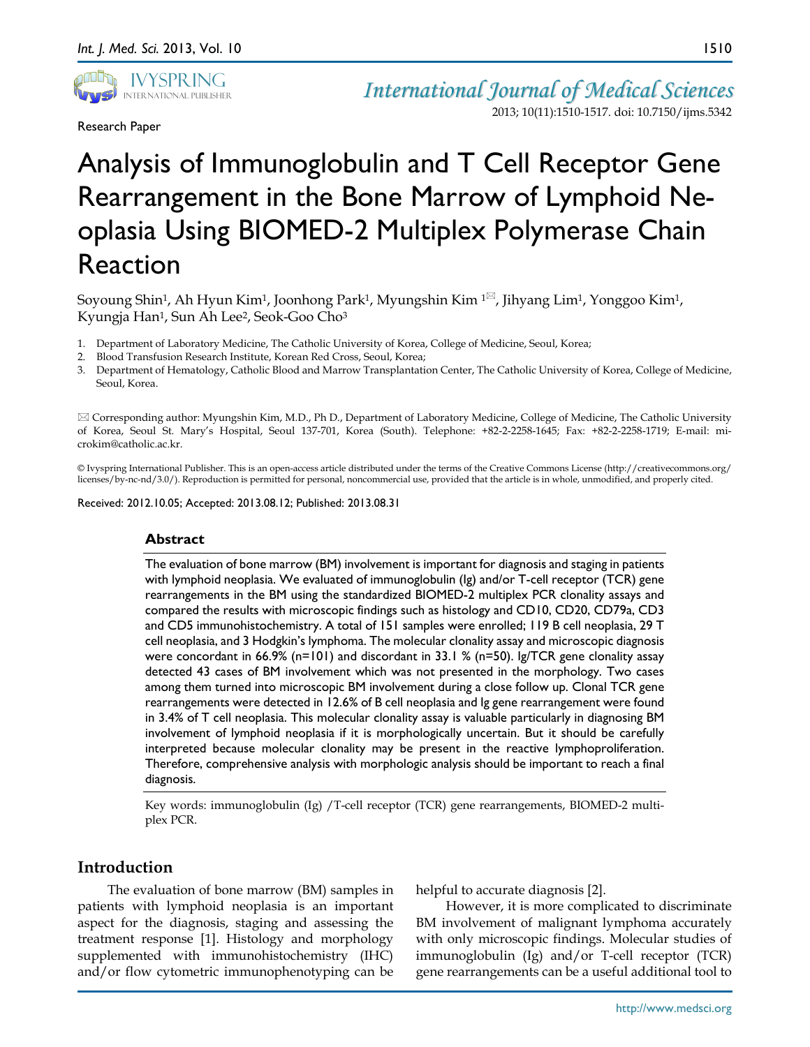Research Paper

# Analysis of Immunoglobulin and T Cell Receptor Gene Rearrangement in the Bone Marrow of Lymphoid Neoplasia Using BIOMED-2 Multiplex Polymerase Chain Reaction

Soyoung Shin[1], Ah Hyun Kim[1], Joonhong Park[1], Myungshin Kim [1]✉, Jihyang Lim[1], Yonggoo Kim[1], Kyungja Han[1], Sun Ah Lee[2], Seok-Goo Cho[3]

1. Department of Laboratory Medicine, The Catholic University of Korea, College of Medicine, Seoul, Korea;
2. Blood Transfusion Research Institute, Korean Red Cross, Seoul, Korea;
3. Department of Hematology, Catholic Blood and Marrow Transplantation Center, The Catholic University of Korea, College of Medicine, Seoul, Korea.

✉ Corresponding author: Myungshin Kim, M.D., Ph D., Department of Laboratory Medicine, College of Medicine, The Catholic University of Korea, Seoul St. Mary's Hospital, Seoul 137-701, Korea (South). Telephone: +82-2-2258-1645; Fax: +82-2-2258-1719; E-mail: microkim@catholic.ac.kr.

© Ivyspring International Publisher. This is an open-access article distributed under the terms of the Creative Commons License (http://creativecommons.org/licenses/by-nc-nd/3.0/). Reproduction is permitted for personal, noncommercial use, provided that the article is in whole, unmodified, and properly cited.

Received: 2012.10.05; Accepted: 2013.08.12; Published: 2013.08.31

## Abstract

The evaluation of bone marrow (BM) involvement is important for diagnosis and staging in patients with lymphoid neoplasia. We evaluated of immunoglobulin (Ig) and/or T-cell receptor (TCR) gene rearrangements in the BM using the standardized BIOMED-2 multiplex PCR clonality assays and compared the results with microscopic findings such as histology and CD10, CD20, CD79a, CD3 and CD5 immunohistochemistry. A total of 151 samples were enrolled; 119 B cell neoplasia, 29 T cell neoplasia, and 3 Hodgkin's lymphoma. The molecular clonality assay and microscopic diagnosis were concordant in 66.9% (n=101) and discordant in 33.1 % (n=50). Ig/TCR gene clonality assay detected 43 cases of BM involvement which was not presented in the morphology. Two cases among them turned into microscopic BM involvement during a close follow up. Clonal TCR gene rearrangements were detected in 12.6% of B cell neoplasia and Ig gene rearrangement were found in 3.4% of T cell neoplasia. This molecular clonality assay is valuable particularly in diagnosing BM involvement of lymphoid neoplasia if it is morphologically uncertain. But it should be carefully interpreted because molecular clonality may be present in the reactive lymphoproliferation. Therefore, comprehensive analysis with morphologic analysis should be important to reach a final diagnosis.

Key words: immunoglobulin (Ig) /T-cell receptor (TCR) gene rearrangements, BIOMED-2 multiplex PCR.

## Introduction

The evaluation of bone marrow (BM) samples in patients with lymphoid neoplasia is an important aspect for the diagnosis, staging and assessing the treatment response [1]. Histology and morphology supplemented with immunohistochemistry (IHC) and/or flow cytometric immunophenotyping can be helpful to accurate diagnosis [2].

However, it is more complicated to discriminate BM involvement of malignant lymphoma accurately with only microscopic findings. Molecular studies of immunoglobulin (Ig) and/or T-cell receptor (TCR) gene rearrangements can be a useful additional tool to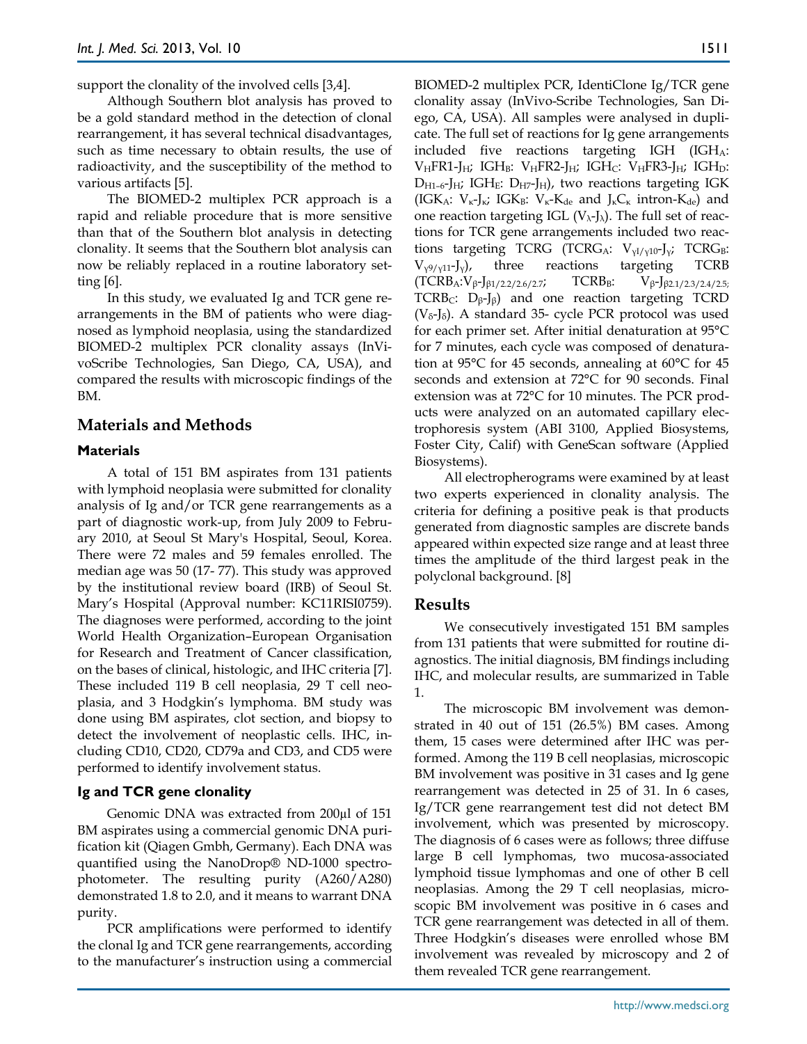support the clonality of the involved cells [3,4].

Although Southern blot analysis has proved to be a gold standard method in the detection of clonal rearrangement, it has several technical disadvantages, such as time necessary to obtain results, the use of radioactivity, and the susceptibility of the method to various artifacts [5].

The BIOMED-2 multiplex PCR approach is a rapid and reliable procedure that is more sensitive than that of the Southern blot analysis in detecting clonality. It seems that the Southern blot analysis can now be reliably replaced in a routine laboratory setting [6].

In this study, we evaluated Ig and TCR gene rearrangements in the BM of patients who were diagnosed as lymphoid neoplasia, using the standardized BIOMED-2 multiplex PCR clonality assays (InVivoScribe Technologies, San Diego, CA, USA), and compared the results with microscopic findings of the BM.

## Materials and Methods

### Materials

A total of 151 BM aspirates from 131 patients with lymphoid neoplasia were submitted for clonality analysis of Ig and/or TCR gene rearrangements as a part of diagnostic work-up, from July 2009 to February 2010, at Seoul St Mary's Hospital, Seoul, Korea. There were 72 males and 59 females enrolled. The median age was 50 (17- 77). This study was approved by the institutional review board (IRB) of Seoul St. Mary's Hospital (Approval number: KC11RISI0759). The diagnoses were performed, according to the joint World Health Organization–European Organisation for Research and Treatment of Cancer classification, on the bases of clinical, histologic, and IHC criteria [7]. These included 119 B cell neoplasia, 29 T cell neoplasia, and 3 Hodgkin's lymphoma. BM study was done using BM aspirates, clot section, and biopsy to detect the involvement of neoplastic cells. IHC, including CD10, CD20, CD79a and CD3, and CD5 were performed to identify involvement status.

### Ig and TCR gene clonality

Genomic DNA was extracted from 200μl of 151 BM aspirates using a commercial genomic DNA purification kit (Qiagen Gmbh, Germany). Each DNA was quantified using the NanoDrop® ND-1000 spectrophotometer. The resulting purity (A260/A280) demonstrated 1.8 to 2.0, and it means to warrant DNA purity.

PCR amplifications were performed to identify the clonal Ig and TCR gene rearrangements, according to the manufacturer's instruction using a commercial BIOMED-2 multiplex PCR, IdentiClone Ig/TCR gene clonality assay (InVivo-Scribe Technologies, San Diego, CA, USA). All samples were analysed in duplicate. The full set of reactions for Ig gene arrangements included five reactions targeting IGH ($IGH_A$: $V_HFR1$-$J_H$; $IGH_B$: $V_HFR2$-$J_H$; $IGH_C$: $V_HFR3$-$J_H$; $IGH_D$: $D_{H1-6}$-$J_H$; $IGH_E$: $D_{H7}$-$J_H$), two reactions targeting IGK ($IGK_A$: $V_\kappa$-$J_\kappa$; $IGK_B$: $V_\kappa$-$K_{de}$ and $J_\kappa C_\kappa$ intron-$K_{de}$) and one reaction targeting IGL ($V_\lambda$-$J_\lambda$). The full set of reactions for TCR gene arrangements included two reactions targeting TCRG ($TCRG_A$: $V_{\gamma I/\gamma 10}$-$J_\gamma$; $TCRG_B$: $V_{\gamma 9/\gamma 11}$-$J_\gamma$), three reactions targeting TCRB ($TCRB_A$:$V_\beta$-$J_{\beta 1/2.2/2.6/2.7}$; $TCRB_B$: $V_\beta$-$J_{\beta 2.1/2.3/2.4/2.5;}$ $TCRB_C$: $D_\beta$-$J_\beta$) and one reaction targeting TCRD ($V_\delta$-$J_\delta$). A standard 35- cycle PCR protocol was used for each primer set. After initial denaturation at 95°C for 7 minutes, each cycle was composed of denaturation at 95°C for 45 seconds, annealing at 60°C for 45 seconds and extension at 72°C for 90 seconds. Final extension was at 72°C for 10 minutes. The PCR products were analyzed on an automated capillary electrophoresis system (ABI 3100, Applied Biosystems, Foster City, Calif) with GeneScan software (Applied Biosystems).

All electropherograms were examined by at least two experts experienced in clonality analysis. The criteria for defining a positive peak is that products generated from diagnostic samples are discrete bands appeared within expected size range and at least three times the amplitude of the third largest peak in the polyclonal background. [8]

## Results

We consecutively investigated 151 BM samples from 131 patients that were submitted for routine diagnostics. The initial diagnosis, BM findings including IHC, and molecular results, are summarized in Table 1.

The microscopic BM involvement was demonstrated in 40 out of 151 (26.5%) BM cases. Among them, 15 cases were determined after IHC was performed. Among the 119 B cell neoplasias, microscopic BM involvement was positive in 31 cases and Ig gene rearrangement was detected in 25 of 31. In 6 cases, Ig/TCR gene rearrangement test did not detect BM involvement, which was presented by microscopy. The diagnosis of 6 cases were as follows; three diffuse large B cell lymphomas, two mucosa-associated lymphoid tissue lymphomas and one of other B cell neoplasias. Among the 29 T cell neoplasias, microscopic BM involvement was positive in 6 cases and TCR gene rearrangement was detected in all of them. Three Hodgkin's diseases were enrolled whose BM involvement was revealed by microscopy and 2 of them revealed TCR gene rearrangement.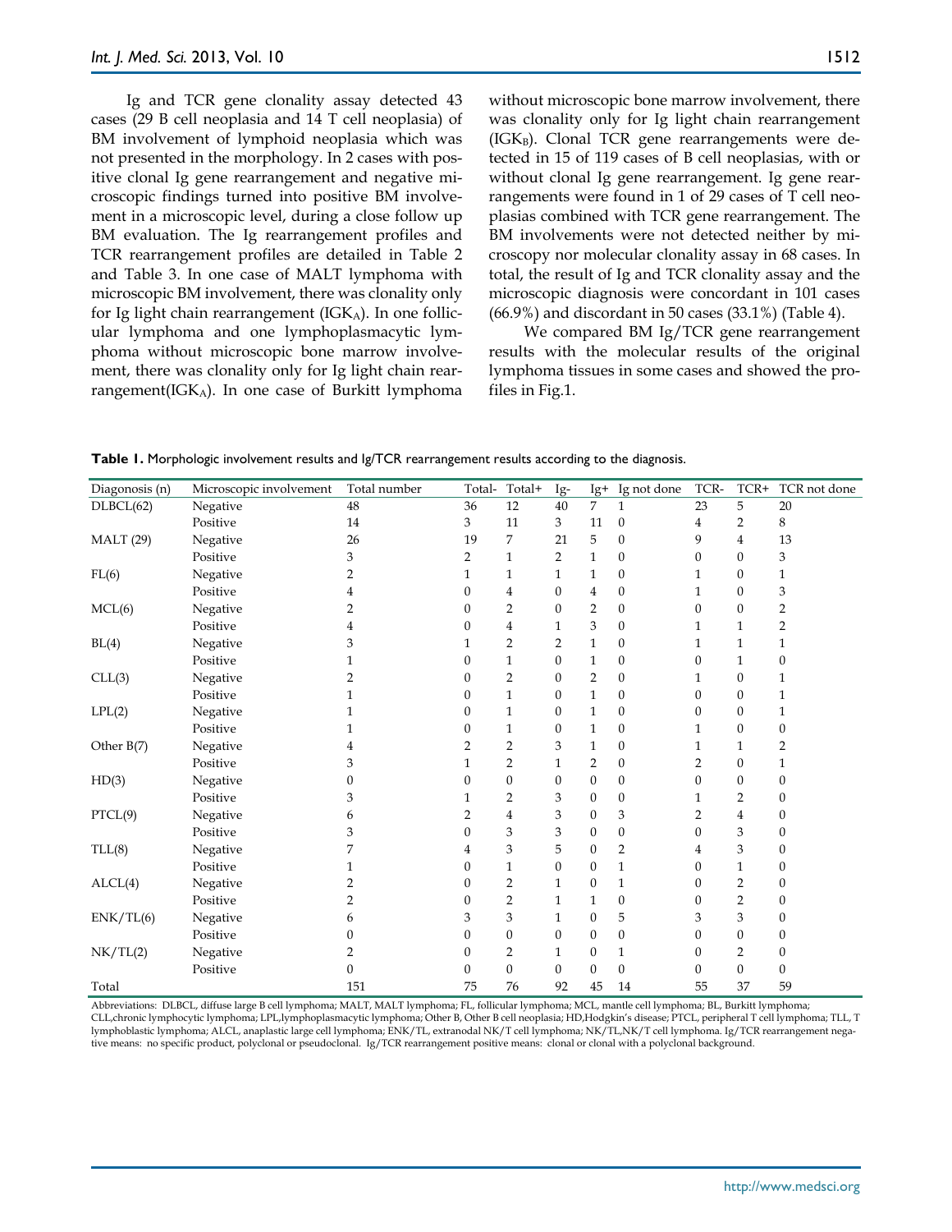Ig and TCR gene clonality assay detected 43 cases (29 B cell neoplasia and 14 T cell neoplasia) of BM involvement of lymphoid neoplasia which was not presented in the morphology. In 2 cases with positive clonal Ig gene rearrangement and negative microscopic findings turned into positive BM involvement in a microscopic level, during a close follow up BM evaluation. The Ig rearrangement profiles and TCR rearrangement profiles are detailed in Table 2 and Table 3. In one case of MALT lymphoma with microscopic BM involvement, there was clonality only for Ig light chain rearrangement ($IGK_A$). In one follicular lymphoma and one lymphoplasmacytic lymphoma without microscopic bone marrow involvement, there was clonality only for Ig light chain rearrangement($IGK_A$). In one case of Burkitt lymphoma without microscopic bone marrow involvement, there was clonality only for Ig light chain rearrangement ($IGK_B$). Clonal TCR gene rearrangements were detected in 15 of 119 cases of B cell neoplasias, with or without clonal Ig gene rearrangement. Ig gene rearrangements were found in 1 of 29 cases of T cell neoplasias combined with TCR gene rearrangement. The BM involvements were not detected neither by microscopy nor molecular clonality assay in 68 cases. In total, the result of Ig and TCR clonality assay and the microscopic diagnosis were concordant in 101 cases (66.9%) and discordant in 50 cases (33.1%) (Table 4).

We compared BM Ig/TCR gene rearrangement results with the molecular results of the original lymphoma tissues in some cases and showed the profiles in Fig.1.

**Table 1.** Morphologic involvement results and Ig/TCR rearrangement results according to the diagnosis.

| Diagonosis (n) | Microscopic involvement | Total number | Total- | Total+ | Ig- | Ig+ | Ig not done | TCR- | TCR+ | TCR not done |
|---|---|---|---|---|---|---|---|---|---|---|
| DLBCL(62) | Negative | 48 | 36 | 12 | 40 | 7 | 1 | 23 | 5 | 20 |
| | Positive | 14 | 3 | 11 | 3 | 11 | 0 | 4 | 2 | 8 |
| MALT (29) | Negative | 26 | 19 | 7 | 21 | 5 | 0 | 9 | 4 | 13 |
| | Positive | 3 | 2 | 1 | 2 | 1 | 0 | 0 | 0 | 3 |
| FL(6) | Negative | 2 | 1 | 1 | 1 | 1 | 0 | 1 | 0 | 1 |
| | Positive | 4 | 0 | 4 | 0 | 4 | 0 | 1 | 0 | 3 |
| MCL(6) | Negative | 2 | 0 | 2 | 0 | 2 | 0 | 0 | 0 | 2 |
| | Positive | 4 | 0 | 4 | 1 | 3 | 0 | 1 | 1 | 2 |
| BL(4) | Negative | 3 | 1 | 2 | 2 | 1 | 0 | 1 | 1 | 1 |
| | Positive | 1 | 0 | 1 | 0 | 1 | 0 | 0 | 1 | 0 |
| CLL(3) | Negative | 2 | 0 | 2 | 0 | 2 | 0 | 1 | 0 | 1 |
| | Positive | 1 | 0 | 1 | 0 | 1 | 0 | 0 | 0 | 1 |
| LPL(2) | Negative | 1 | 0 | 1 | 0 | 1 | 0 | 0 | 0 | 1 |
| | Positive | 1 | 0 | 1 | 0 | 1 | 0 | 1 | 0 | 0 |
| Other B(7) | Negative | 4 | 2 | 2 | 3 | 1 | 0 | 1 | 1 | 2 |
| | Positive | 3 | 1 | 2 | 1 | 2 | 0 | 2 | 0 | 1 |
| HD(3) | Negative | 0 | 0 | 0 | 0 | 0 | 0 | 0 | 0 | 0 |
| | Positive | 3 | 1 | 2 | 3 | 0 | 0 | 1 | 2 | 0 |
| PTCL(9) | Negative | 6 | 2 | 4 | 3 | 0 | 3 | 2 | 4 | 0 |
| | Positive | 3 | 0 | 3 | 3 | 0 | 0 | 0 | 3 | 0 |
| TLL(8) | Negative | 7 | 4 | 3 | 5 | 0 | 2 | 4 | 3 | 0 |
| | Positive | 1 | 0 | 1 | 0 | 0 | 1 | 0 | 1 | 0 |
| ALCL(4) | Negative | 2 | 0 | 2 | 1 | 0 | 1 | 0 | 2 | 0 |
| | Positive | 2 | 0 | 2 | 1 | 1 | 0 | 0 | 2 | 0 |
| ENK/TL(6) | Negative | 6 | 3 | 3 | 1 | 0 | 5 | 3 | 3 | 0 |
| | Positive | 0 | 0 | 0 | 0 | 0 | 0 | 0 | 0 | 0 |
| NK/TL(2) | Negative | 2 | 0 | 2 | 1 | 0 | 1 | 0 | 2 | 0 |
| | Positive | 0 | 0 | 0 | 0 | 0 | 0 | 0 | 0 | 0 |
| Total | | 151 | 75 | 76 | 92 | 45 | 14 | 55 | 37 | 59 |

Abbreviations: DLBCL, diffuse large B cell lymphoma; MALT, MALT lymphoma; FL, follicular lymphoma; MCL, mantle cell lymphoma; BL, Burkitt lymphoma; CLL,chronic lymphocytic lymphoma; LPL,lymphoplasmacytic lymphoma; Other B, Other B cell neoplasia; HD,Hodgkin's disease; PTCL, peripheral T cell lymphoma; TLL, T lymphoblastic lymphoma; ALCL, anaplastic large cell lymphoma; ENK/TL, extranodal NK/T cell lymphoma; NK/TL,NK/T cell lymphoma. Ig/TCR rearrangement negative means: no specific product, polyclonal or pseudoclonal. Ig/TCR rearrangement positive means: clonal or clonal with a polyclonal background.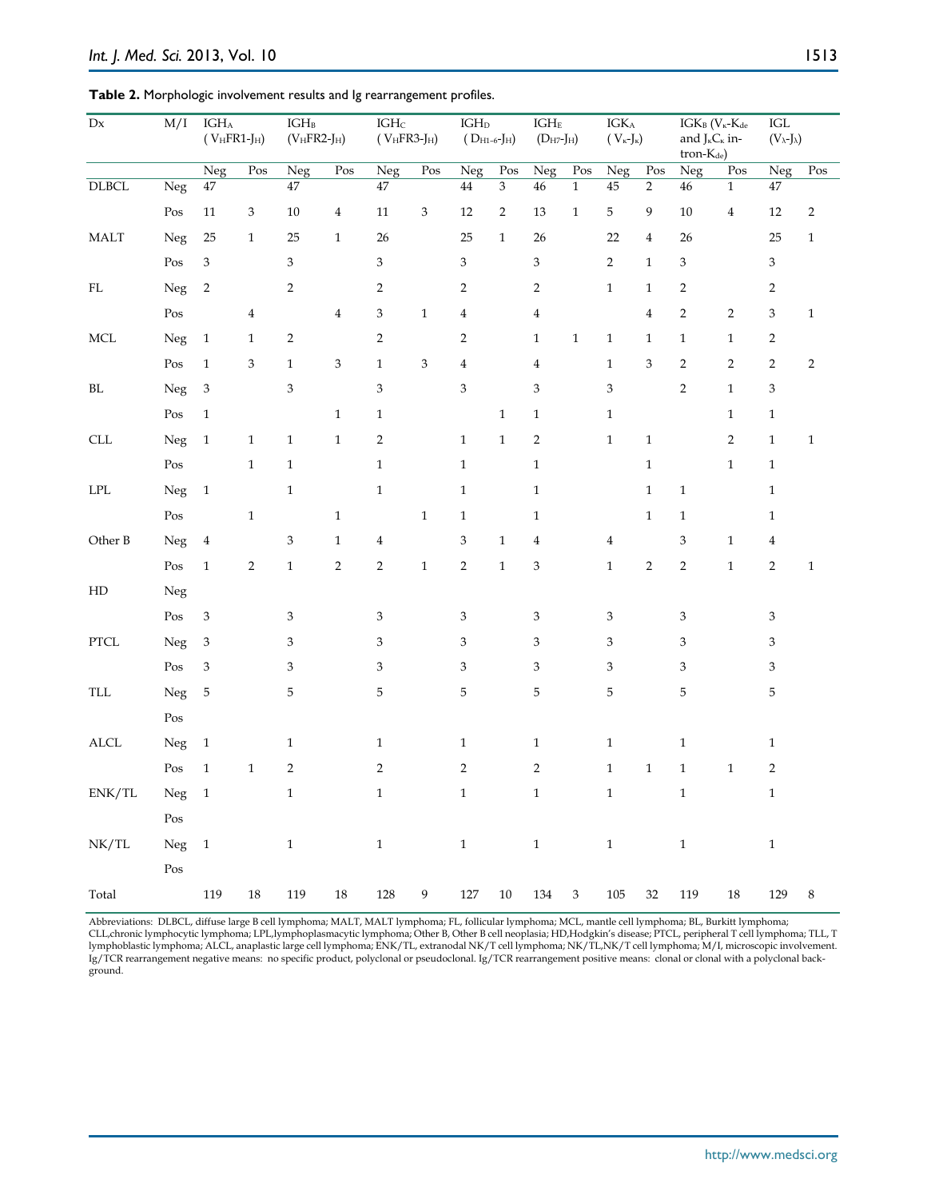**Table 2.** Morphologic involvement results and Ig rearrangement profiles.

| Dx | M/I | $IGH_A$ ($V_HFR1$-$J_H$) | | $IGH_B$ ($V_HFR2$-$J_H$) | | $IGH_C$ ($V_HFR3$-$J_H$) | | $IGH_D$ ($D_{H1-6}$-$J_H$) | | $IGH_E$ ($D_{H7}$-$J_H$) | | $IGK_A$ ($V_\kappa$-$J_\kappa$) | | $IGK_B$ ($V_\kappa$-$K_{de}$ and $J_\kappa C_\kappa$ intron-$K_{de}$) | | IGL ($V_\lambda$-$J_\lambda$) | |
|---|---|---|---|---|---|---|---|---|---|---|---|---|---|---|---|---|---|
| | | Neg | Pos | Neg | Pos | Neg | Pos | Neg | Pos | Neg | Pos | Neg | Pos | Neg | Pos | Neg | Pos |
| DLBCL | Neg | 47 | | 47 | | 47 | | 44 | 3 | 46 | 1 | 45 | 2 | 46 | 1 | 47 | |
| | Pos | 11 | 3 | 10 | 4 | 11 | 3 | 12 | 2 | 13 | 1 | 5 | 9 | 10 | 4 | 12 | 2 |
| MALT | Neg | 25 | 1 | 25 | 1 | 26 | | 25 | 1 | 26 | | 22 | 4 | 26 | | 25 | 1 |
| | Pos | 3 | | 3 | | 3 | | 3 | | 3 | | 2 | 1 | 3 | | 3 | |
| FL | Neg | 2 | | 2 | | 2 | | 2 | | 2 | | 1 | 1 | 2 | | 2 | |
| | Pos | | 4 | | 4 | 3 | 1 | 4 | | 4 | | | 4 | 2 | 2 | 3 | 1 |
| MCL | Neg | 1 | 1 | 2 | | 2 | | 2 | | 1 | 1 | 1 | 1 | 1 | 1 | 2 | |
| | Pos | 1 | 3 | 1 | 3 | 1 | 3 | 4 | | 4 | | 1 | 3 | 2 | 2 | 2 | 2 |
| BL | Neg | 3 | | 3 | | 3 | | 3 | | 3 | | 3 | | 2 | 1 | 3 | |
| | Pos | 1 | | | 1 | 1 | | | 1 | 1 | | 1 | | | 1 | 1 | |
| CLL | Neg | 1 | 1 | 1 | 1 | 2 | | 1 | 1 | 2 | | 1 | 1 | | 2 | 1 | 1 |
| | Pos | | 1 | 1 | | 1 | | 1 | | 1 | | | 1 | | 1 | 1 | |
| LPL | Neg | 1 | | 1 | | 1 | | 1 | | 1 | | | 1 | 1 | | 1 | |
| | Pos | | 1 | | 1 | | 1 | 1 | | 1 | | | 1 | 1 | | 1 | |
| Other B | Neg | 4 | | 3 | 1 | 4 | | 3 | 1 | 4 | | 4 | | 3 | 1 | 4 | |
| | Pos | 1 | 2 | 1 | 2 | 2 | 1 | 2 | 1 | 3 | | 1 | 2 | 2 | 1 | 2 | 1 |
| HD | Neg | | | | | | | | | | | | | | | | |
| | Pos | 3 | | 3 | | 3 | | 3 | | 3 | | 3 | | 3 | | 3 | |
| PTCL | Neg | 3 | | 3 | | 3 | | 3 | | 3 | | 3 | | 3 | | 3 | |
| | Pos | 3 | | 3 | | 3 | | 3 | | 3 | | 3 | | 3 | | 3 | |
| TLL | Neg | 5 | | 5 | | 5 | | 5 | | 5 | | 5 | | 5 | | 5 | |
| | Pos | | | | | | | | | | | | | | | | |
| ALCL | Neg | 1 | | 1 | | 1 | | 1 | | 1 | | 1 | | 1 | | 1 | |
| | Pos | 1 | 1 | 2 | | 2 | | 2 | | 2 | | 1 | 1 | 1 | 1 | 2 | |
| ENK/TL | Neg | 1 | | 1 | | 1 | | 1 | | 1 | | 1 | | 1 | | 1 | |
| | Pos | | | | | | | | | | | | | | | | |
| NK/TL | Neg | 1 | | 1 | | 1 | | 1 | | 1 | | 1 | | 1 | | 1 | |
| | Pos | | | | | | | | | | | | | | | | |
| Total | | 119 | 18 | 119 | 18 | 128 | 9 | 127 | 10 | 134 | 3 | 105 | 32 | 119 | 18 | 129 | 8 |

Abbreviations: DLBCL, diffuse large B cell lymphoma; MALT, MALT lymphoma; FL, follicular lymphoma; MCL, mantle cell lymphoma; BL, Burkitt lymphoma; CLL,chronic lymphocytic lymphoma; LPL,lymphoplasmacytic lymphoma; Other B, Other B cell neoplasia; HD,Hodgkin's disease; PTCL, peripheral T cell lymphoma; TLL, T lymphoblastic lymphoma; ALCL, anaplastic large cell lymphoma; ENK/TL, extranodal NK/T cell lymphoma; NK/TL,NK/T cell lymphoma; M/I, microscopic involvement. Ig/TCR rearrangement negative means: no specific product, polyclonal or pseudoclonal. Ig/TCR rearrangement positive means: clonal or clonal with a polyclonal background.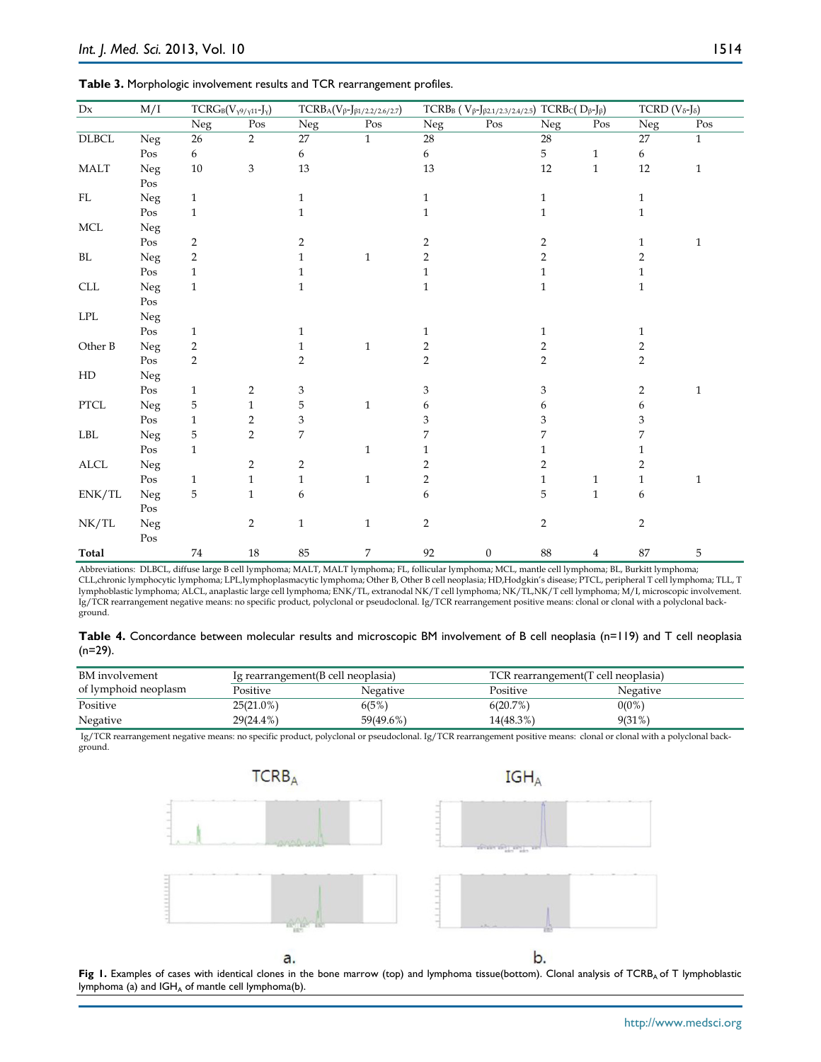**Table 3.** Morphologic involvement results and TCR rearrangement profiles.

| Dx | M/I | $TCRG_B(V_{\gamma9/\gamma11}$-$J_\gamma)$ | | $TCRB_A(V_\beta$-$J_{\beta1/2.2/2.6/2.7})$ | | $TCRB_B$ ( $V_\beta$-$J_{\beta2.1/2.3/2.4/2.5}$) | | $TCRB_C$( $D_\beta$-$J_\beta$) | | TCRD ($V_\delta$-$J_\delta$) | |
|---|---|---|---|---|---|---|---|---|---|---|---|
| | | Neg | Pos | Neg | Pos | Neg | Pos | Neg | Pos | Neg | Pos |
| DLBCL | Neg | 26 | 2 | 27 | 1 | 28 | | 28 | | 27 | 1 |
| | Pos | 6 | | 6 | | 6 | | 5 | 1 | 6 | |
| MALT | Neg | 10 | 3 | 13 | | 13 | | 12 | 1 | 12 | 1 |
| | Pos | | | | | | | | | | |
| FL | Neg | 1 | | 1 | | 1 | | 1 | | 1 | |
| | Pos | 1 | | 1 | | 1 | | 1 | | 1 | |
| MCL | Neg | | | | | | | | | | |
| | Pos | 2 | | 2 | | 2 | | 2 | | 1 | 1 |
| BL | Neg | 2 | | 1 | 1 | 2 | | 2 | | 2 | |
| | Pos | 1 | | 1 | | 1 | | 1 | | 1 | |
| CLL | Neg | 1 | | 1 | | 1 | | 1 | | 1 | |
| | Pos | | | | | | | | | | |
| LPL | Neg | | | | | | | | | | |
| | Pos | 1 | | 1 | | 1 | | 1 | | 1 | |
| Other B | Neg | 2 | | 1 | 1 | 2 | | 2 | | 2 | |
| | Pos | 2 | | 2 | | 2 | | 2 | | 2 | |
| HD | Neg | | | | | | | | | | |
| | Pos | 1 | 2 | 3 | | 3 | | 3 | | 2 | 1 |
| PTCL | Neg | 5 | 1 | 5 | 1 | 6 | | 6 | | 6 | |
| | Pos | 1 | 2 | 3 | | 3 | | 3 | | 3 | |
| LBL | Neg | 5 | 2 | 7 | | 7 | | 7 | | 7 | |
| | Pos | 1 | | | 1 | 1 | | 1 | | 1 | |
| ALCL | Neg | | 2 | 2 | | 2 | | 2 | | 2 | |
| | Pos | 1 | 1 | 1 | 1 | 2 | | 1 | 1 | 1 | 1 |
| ENK/TL | Neg | 5 | 1 | 6 | | 6 | | 5 | 1 | 6 | |
| | Pos | | | | | | | | | | |
| NK/TL | Neg | | 2 | 1 | 1 | 2 | | 2 | | 2 | |
| | Pos | | | | | | | | | | |
| **Total** | | 74 | 18 | 85 | 7 | 92 | 0 | 88 | 4 | 87 | 5 |

Abbreviations: DLBCL, diffuse large B cell lymphoma; MALT, MALT lymphoma; FL, follicular lymphoma; MCL, mantle cell lymphoma; BL, Burkitt lymphoma; CLL,chronic lymphocytic lymphoma; LPL,lymphoplasmacytic lymphoma; Other B, Other B cell neoplasia; HD,Hodgkin's disease; PTCL, peripheral T cell lymphoma; TLL, T lymphoblastic lymphoma; ALCL, anaplastic large cell lymphoma; ENK/TL, extranodal NK/T cell lymphoma; NK/TL,NK/T cell lymphoma; M/I, microscopic involvement. Ig/TCR rearrangement negative means: no specific product, polyclonal or pseudoclonal. Ig/TCR rearrangement positive means: clonal or clonal with a polyclonal background.

**Table 4.** Concordance between molecular results and microscopic BM involvement of B cell neoplasia (n=119) and T cell neoplasia (n=29).

| BM involvement of lymphoid neoplasm | Ig rearrangement(B cell neoplasia) | | TCR rearrangement(T cell neoplasia) | |
|---|---|---|---|---|
| | Positive | Negative | Positive | Negative |
| Positive | 25(21.0%) | 6(5%) | 6(20.7%) | 0(0%) |
| Negative | 29(24.4%) | 59(49.6%) | 14(48.3%) | 9(31%) |

Ig/TCR rearrangement negative means: no specific product, polyclonal or pseudoclonal. Ig/TCR rearrangement positive means: clonal or clonal with a polyclonal background.

**Fig 1.** Examples of cases with identical clones in the bone marrow (top) and lymphoma tissue(bottom). Clonal analysis of $TCRB_A$ of T lymphoblastic lymphoma (a) and $IGH_A$ of mantle cell lymphoma(b).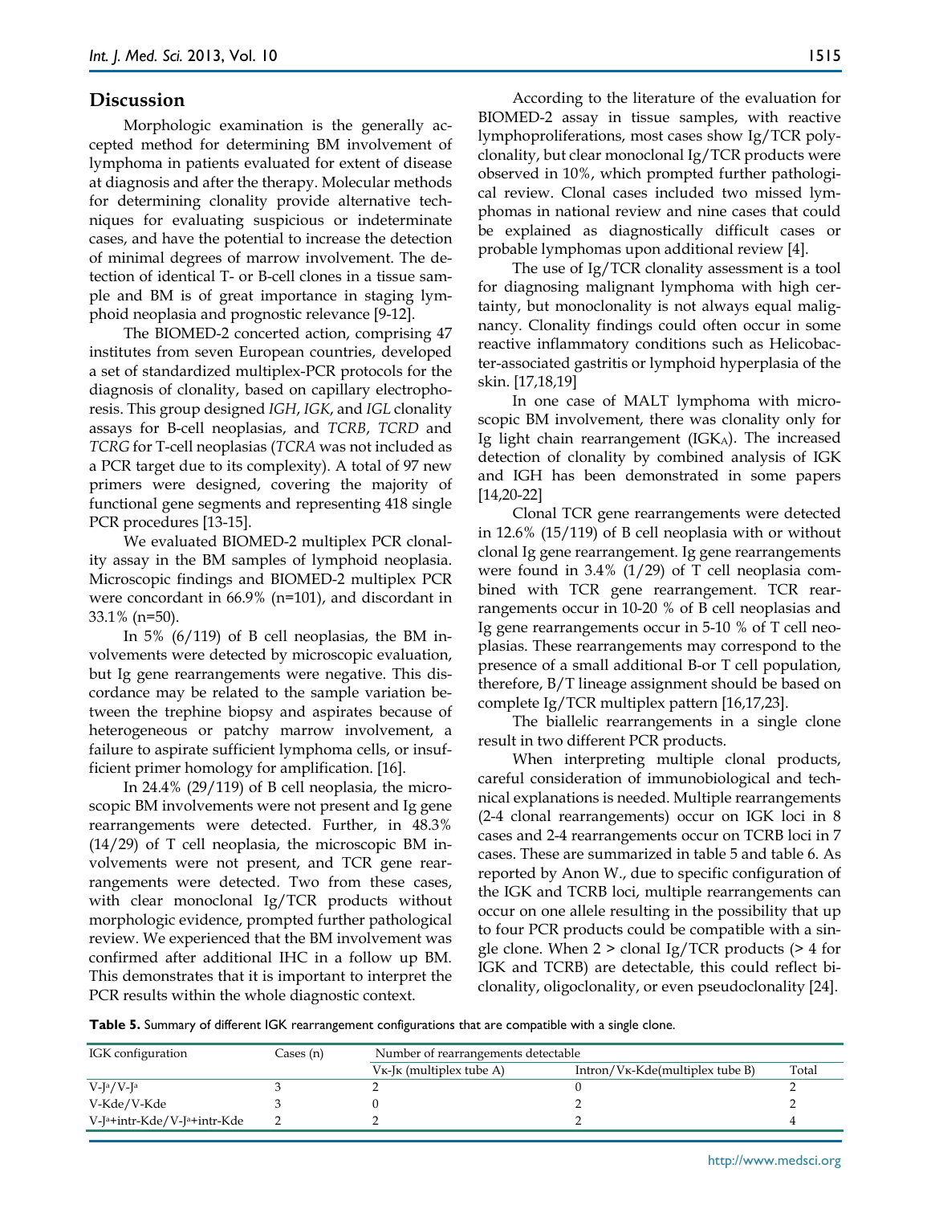## Discussion

Morphologic examination is the generally accepted method for determining BM involvement of lymphoma in patients evaluated for extent of disease at diagnosis and after the therapy. Molecular methods for determining clonality provide alternative techniques for evaluating suspicious or indeterminate cases, and have the potential to increase the detection of minimal degrees of marrow involvement. The detection of identical T- or B-cell clones in a tissue sample and BM is of great importance in staging lymphoid neoplasia and prognostic relevance [9-12].

The BIOMED-2 concerted action, comprising 47 institutes from seven European countries, developed a set of standardized multiplex-PCR protocols for the diagnosis of clonality, based on capillary electrophoresis. This group designed *IGH*, *IGK*, and *IGL* clonality assays for B-cell neoplasias, and *TCRB*, *TCRD* and *TCRG* for T-cell neoplasias (*TCRA* was not included as a PCR target due to its complexity). A total of 97 new primers were designed, covering the majority of functional gene segments and representing 418 single PCR procedures [13-15].

We evaluated BIOMED-2 multiplex PCR clonality assay in the BM samples of lymphoid neoplasia. Microscopic findings and BIOMED-2 multiplex PCR were concordant in 66.9% (n=101), and discordant in 33.1% (n=50).

In 5% (6/119) of B cell neoplasias, the BM involvements were detected by microscopic evaluation, but Ig gene rearrangements were negative. This discordance may be related to the sample variation between the trephine biopsy and aspirates because of heterogeneous or patchy marrow involvement, a failure to aspirate sufficient lymphoma cells, or insufficient primer homology for amplification. [16].

In 24.4% (29/119) of B cell neoplasia, the microscopic BM involvements were not present and Ig gene rearrangements were detected. Further, in 48.3% (14/29) of T cell neoplasia, the microscopic BM involvements were not present, and TCR gene rearrangements were detected. Two from these cases, with clear monoclonal Ig/TCR products without morphologic evidence, prompted further pathological review. We experienced that the BM involvement was confirmed after additional IHC in a follow up BM. This demonstrates that it is important to interpret the PCR results within the whole diagnostic context.

According to the literature of the evaluation for BIOMED-2 assay in tissue samples, with reactive lymphoproliferations, most cases show Ig/TCR polyclonality, but clear monoclonal Ig/TCR products were observed in 10%, which prompted further pathological review. Clonal cases included two missed lymphomas in national review and nine cases that could be explained as diagnostically difficult cases or probable lymphomas upon additional review [4].

The use of Ig/TCR clonality assessment is a tool for diagnosing malignant lymphoma with high certainty, but monoclonality is not always equal malignancy. Clonality findings could often occur in some reactive inflammatory conditions such as Helicobacter-associated gastritis or lymphoid hyperplasia of the skin. [17,18,19]

In one case of MALT lymphoma with microscopic BM involvement, there was clonality only for Ig light chain rearrangement ($IGK_A$). The increased detection of clonality by combined analysis of IGK and IGH has been demonstrated in some papers [14,20-22]

Clonal TCR gene rearrangements were detected in 12.6% (15/119) of B cell neoplasia with or without clonal Ig gene rearrangement. Ig gene rearrangements were found in 3.4% (1/29) of T cell neoplasia combined with TCR gene rearrangement. TCR rearrangements occur in 10-20 % of B cell neoplasias and Ig gene rearrangements occur in 5-10 % of T cell neoplasias. These rearrangements may correspond to the presence of a small additional B-or T cell population, therefore, B/T lineage assignment should be based on complete Ig/TCR multiplex pattern [16,17,23].

The biallelic rearrangements in a single clone result in two different PCR products.

When interpreting multiple clonal products, careful consideration of immunobiological and technical explanations is needed. Multiple rearrangements (2-4 clonal rearrangements) occur on IGK loci in 8 cases and 2-4 rearrangements occur on TCRB loci in 7 cases. These are summarized in table 5 and table 6. As reported by Anon W., due to specific configuration of the IGK and TCRB loci, multiple rearrangements can occur on one allele resulting in the possibility that up to four PCR products could be compatible with a single clone. When 2 > clonal Ig/TCR products (> 4 for IGK and TCRB) are detectable, this could reflect biclonality, oligoclonality, or even pseudoclonality [24].

**Table 5.** Summary of different IGK rearrangement configurations that are compatible with a single clone.

| IGK configuration | Cases (n) | Number of rearrangements detectable | | |
|---|---|---|---|---|
| | | Vκ-Jκ (multiplex tube A) | Intron/Vκ-Kde(multiplex tube B) | Total |
| $V\text{-}J^a/V\text{-}J^a$ | 3 | 2 | 0 | 2 |
| V-Kde/V-Kde | 3 | 0 | 2 | 2 |
| $V\text{-}J^a\text{+intr-Kde}/V\text{-}J^a\text{+intr-Kde}$ | 2 | 2 | 2 | 4 |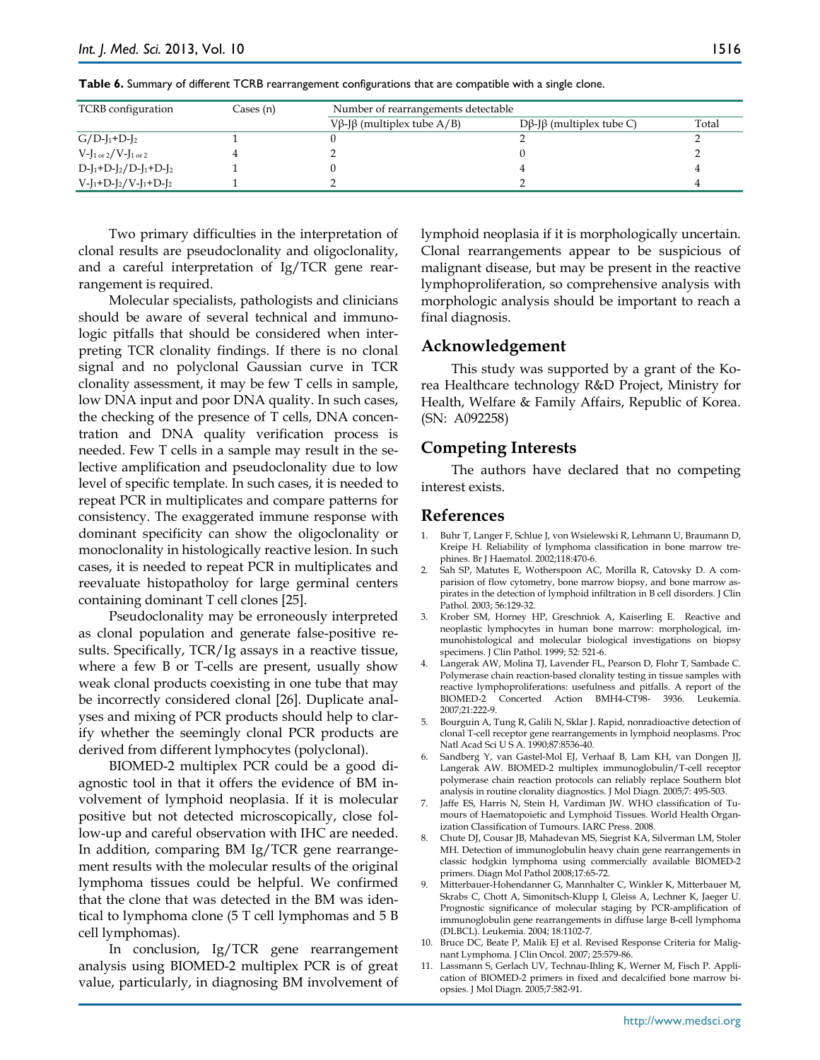**Table 6.** Summary of different TCRB rearrangement configurations that are compatible with a single clone.

| TCRB configuration | Cases (n) | Number of rearrangements detectable | | |
|---|---|---|---|---|
| | | Vβ-Jβ (multiplex tube A/B) | Dβ-Jβ (multiplex tube C) | Total |
| G/D-$J_1$+D-$J_2$ | 1 | 0 | 2 | 2 |
| V-$J_{1\ or\ 2}$/V-$J_{1\ or\ 2}$ | 4 | 2 | 0 | 2 |
| D-$J_1$+D-$J_2$/D-$J_1$+D-$J_2$ | 1 | 0 | 4 | 4 |
| V-$J_1$+D-$J_2$/V-$J_1$+D-$J_2$ | 1 | 2 | 2 | 4 |

Two primary difficulties in the interpretation of clonal results are pseudoclonality and oligoclonality, and a careful interpretation of Ig/TCR gene rearrangement is required.

Molecular specialists, pathologists and clinicians should be aware of several technical and immunologic pitfalls that should be considered when interpreting TCR clonality findings. If there is no clonal signal and no polyclonal Gaussian curve in TCR clonality assessment, it may be few T cells in sample, low DNA input and poor DNA quality. In such cases, the checking of the presence of T cells, DNA concentration and DNA quality verification process is needed. Few T cells in a sample may result in the selective amplification and pseudoclonality due to low level of specific template. In such cases, it is needed to repeat PCR in multiplicates and compare patterns for consistency. The exaggerated immune response with dominant specificity can show the oligoclonality or monoclonality in histologically reactive lesion. In such cases, it is needed to repeat PCR in multiplicates and reevaluate histopatholoy for large germinal centers containing dominant T cell clones [25].

Pseudoclonality may be erroneously interpreted as clonal population and generate false-positive results. Specifically, TCR/Ig assays in a reactive tissue, where a few B or T-cells are present, usually show weak clonal products coexisting in one tube that may be incorrectly considered clonal [26]. Duplicate analyses and mixing of PCR products should help to clarify whether the seemingly clonal PCR products are derived from different lymphocytes (polyclonal).

BIOMED-2 multiplex PCR could be a good diagnostic tool in that it offers the evidence of BM involvement of lymphoid neoplasia. If it is molecular positive but not detected microscopically, close follow-up and careful observation with IHC are needed. In addition, comparing BM Ig/TCR gene rearrangement results with the molecular results of the original lymphoma tissues could be helpful. We confirmed that the clone that was detected in the BM was identical to lymphoma clone (5 T cell lymphomas and 5 B cell lymphomas).

In conclusion, Ig/TCR gene rearrangement analysis using BIOMED-2 multiplex PCR is of great value, particularly, in diagnosing BM involvement of lymphoid neoplasia if it is morphologically uncertain. Clonal rearrangements appear to be suspicious of malignant disease, but may be present in the reactive lymphoproliferation, so comprehensive analysis with morphologic analysis should be important to reach a final diagnosis.

## Acknowledgement

This study was supported by a grant of the Korea Healthcare technology R&D Project, Ministry for Health, Welfare & Family Affairs, Republic of Korea. (SN: A092258)

## Competing Interests

The authors have declared that no competing interest exists.

## References

1. Buhr T, Langer F, Schlue J, von Wsielewski R, Lehmann U, Braumann D, Kreipe H. Reliability of lymphoma classification in bone marrow trephines. Br J Haematol. 2002;118:470-6.
2. Sah SP, Matutes E, Wotherspoon AC, Morilla R, Catovsky D. A comparision of flow cytometry, bone marrow biopsy, and bone marrow aspirates in the detection of lymphoid infiltration in B cell disorders. J Clin Pathol. 2003; 56:129-32.
3. Krober SM, Horney HP, Greschniok A, Kaiserling E. Reactive and neoplastic lymphocytes in human bone marrow: morphological, immunohistological and molecular biological investigations on biopsy specimens. J Clin Pathol. 1999; 52: 521-6.
4. Langerak AW, Molina TJ, Lavender FL, Pearson D, Flohr T, Sambade C. Polymerase chain reaction-based clonality testing in tissue samples with reactive lymphoproliferations: usefulness and pitfalls. A report of the BIOMED-2 Concerted Action BMH4-CT98- 3936. Leukemia. 2007;21:222-9.
5. Bourguin A, Tung R, Galili N, Sklar J. Rapid, nonradioactive detection of clonal T-cell receptor gene rearrangements in lymphoid neoplasms. Proc Natl Acad Sci U S A. 1990;87:8536-40.
6. Sandberg Y, van Gastel-Mol EJ, Verhaaf B, Lam KH, van Dongen JJ, Langerak AW. BIOMED-2 multiplex immunoglobulin/T-cell receptor polymerase chain reaction protocols can reliably replace Southern blot analysis in routine clonality diagnostics. J Mol Diagn. 2005;7: 495-503.
7. Jaffe ES, Harris N, Stein H, Vardiman JW. WHO classification of Tumours of Haematopoietic and Lymphoid Tissues. World Health Organization Classification of Tumours. IARC Press. 2008.
8. Chute DJ, Cousar JB, Mahadevan MS, Siegrist KA, Silverman LM, Stoler MH. Detection of immunoglobulin heavy chain gene rearrangements in classic hodgkin lymphoma using commercially available BIOMED-2 primers. Diagn Mol Pathol 2008;17:65-72.
9. Mitterbauer-Hohendanner G, Mannhalter C, Winkler K, Mitterbauer M, Skrabs C, Chott A, Simonitsch-Klupp I, Gleiss A, Lechner K, Jaeger U. Prognostic significance of molecular staging by PCR-amplification of immunoglobulin gene rearrangements in diffuse large B-cell lymphoma (DLBCL). Leukemia. 2004; 18:1102-7.
10. Bruce DC, Beate P, Malik EJ et al. Revised Response Criteria for Malignant Lymphoma. J Clin Oncol. 2007; 25:579-86.
11. Lassmann S, Gerlach UV, Technau-Ihling K, Werner M, Fisch P. Application of BIOMED-2 primers in fixed and decalcified bone marrow biopsies. J Mol Diagn. 2005;7:582-91.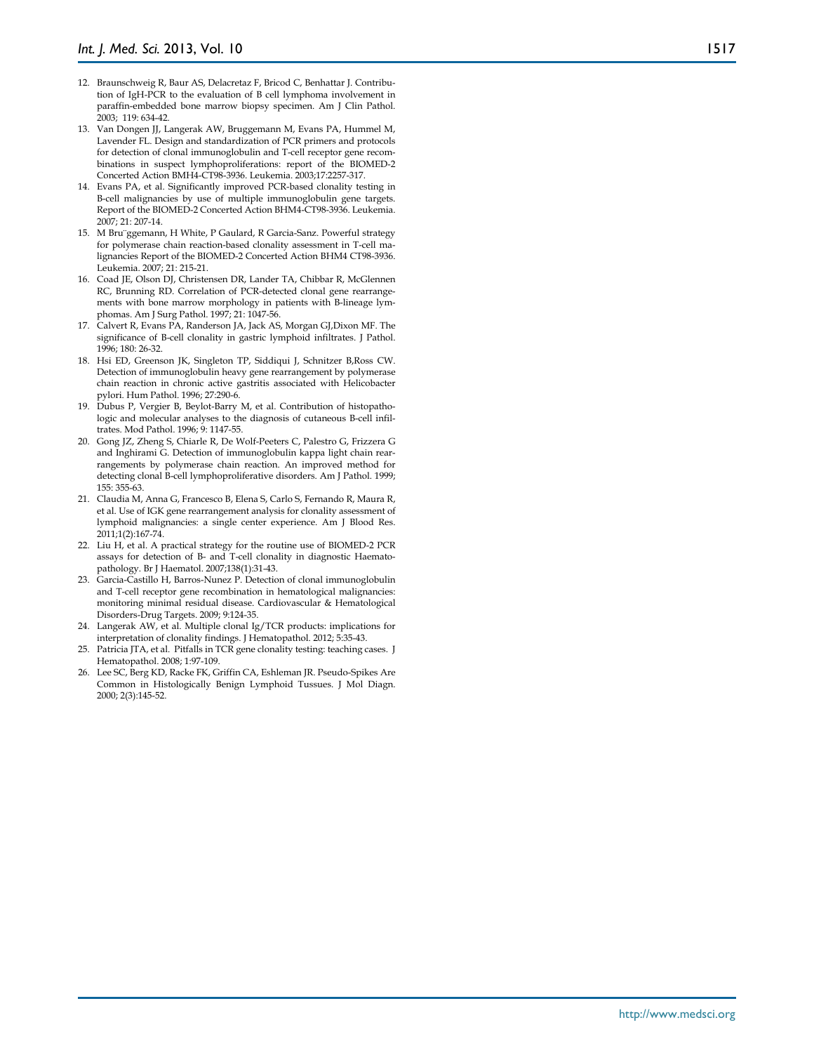12. Braunschweig R, Baur AS, Delacretaz F, Bricod C, Benhattar J. Contribution of IgH-PCR to the evaluation of B cell lymphoma involvement in paraffin-embedded bone marrow biopsy specimen. Am J Clin Pathol. 2003; 119: 634-42.
13. Van Dongen JJ, Langerak AW, Bruggemann M, Evans PA, Hummel M, Lavender FL. Design and standardization of PCR primers and protocols for detection of clonal immunoglobulin and T-cell receptor gene recombinations in suspect lymphoproliferations: report of the BIOMED-2 Concerted Action BMH4-CT98-3936. Leukemia. 2003;17:2257-317.
14. Evans PA, et al. Significantly improved PCR-based clonality testing in B-cell malignancies by use of multiple immunoglobulin gene targets. Report of the BIOMED-2 Concerted Action BHM4-CT98-3936. Leukemia. 2007; 21: 207-14.
15. M Bru¨ggemann, H White, P Gaulard, R Garcia-Sanz. Powerful strategy for polymerase chain reaction-based clonality assessment in T-cell malignancies Report of the BIOMED-2 Concerted Action BHM4 CT98-3936. Leukemia. 2007; 21: 215-21.
16. Coad JE, Olson DJ, Christensen DR, Lander TA, Chibbar R, McGlennen RC, Brunning RD. Correlation of PCR-detected clonal gene rearrangements with bone marrow morphology in patients with B-lineage lymphomas. Am J Surg Pathol. 1997; 21: 1047-56.
17. Calvert R, Evans PA, Randerson JA, Jack AS, Morgan GJ,Dixon MF. The significance of B-cell clonality in gastric lymphoid infiltrates. J Pathol. 1996; 180: 26-32.
18. Hsi ED, Greenson JK, Singleton TP, Siddiqui J, Schnitzer B,Ross CW. Detection of immunoglobulin heavy gene rearrangement by polymerase chain reaction in chronic active gastritis associated with Helicobacter pylori. Hum Pathol. 1996; 27:290-6.
19. Dubus P, Vergier B, Beylot-Barry M, et al. Contribution of histopathologic and molecular analyses to the diagnosis of cutaneous B-cell infiltrates. Mod Pathol. 1996; 9: 1147-55.
20. Gong JZ, Zheng S, Chiarle R, De Wolf-Peeters C, Palestro G, Frizzera G and Inghirami G. Detection of immunoglobulin kappa light chain rearrangements by polymerase chain reaction. An improved method for detecting clonal B-cell lymphoproliferative disorders. Am J Pathol. 1999; 155: 355-63.
21. Claudia M, Anna G, Francesco B, Elena S, Carlo S, Fernando R, Maura R, et al. Use of IGK gene rearrangement analysis for clonality assessment of lymphoid malignancies: a single center experience. Am J Blood Res. 2011;1(2):167-74.
22. Liu H, et al. A practical strategy for the routine use of BIOMED-2 PCR assays for detection of B- and T-cell clonality in diagnostic Haematopathology. Br J Haematol. 2007;138(1):31-43.
23. Garcia-Castillo H, Barros-Nunez P. Detection of clonal immunoglobulin and T-cell receptor gene recombination in hematological malignancies: monitoring minimal residual disease. Cardiovascular & Hematological Disorders-Drug Targets. 2009; 9:124-35.
24. Langerak AW, et al. Multiple clonal Ig/TCR products: implications for interpretation of clonality findings. J Hematopathol. 2012; 5:35-43.
25. Patricia JTA, et al. Pitfalls in TCR gene clonality testing: teaching cases. J Hematopathol. 2008; 1:97-109.
26. Lee SC, Berg KD, Racke FK, Griffin CA, Eshleman JR. Pseudo-Spikes Are Common in Histologically Benign Lymphoid Tussues. J Mol Diagn. 2000; 2(3):145-52.